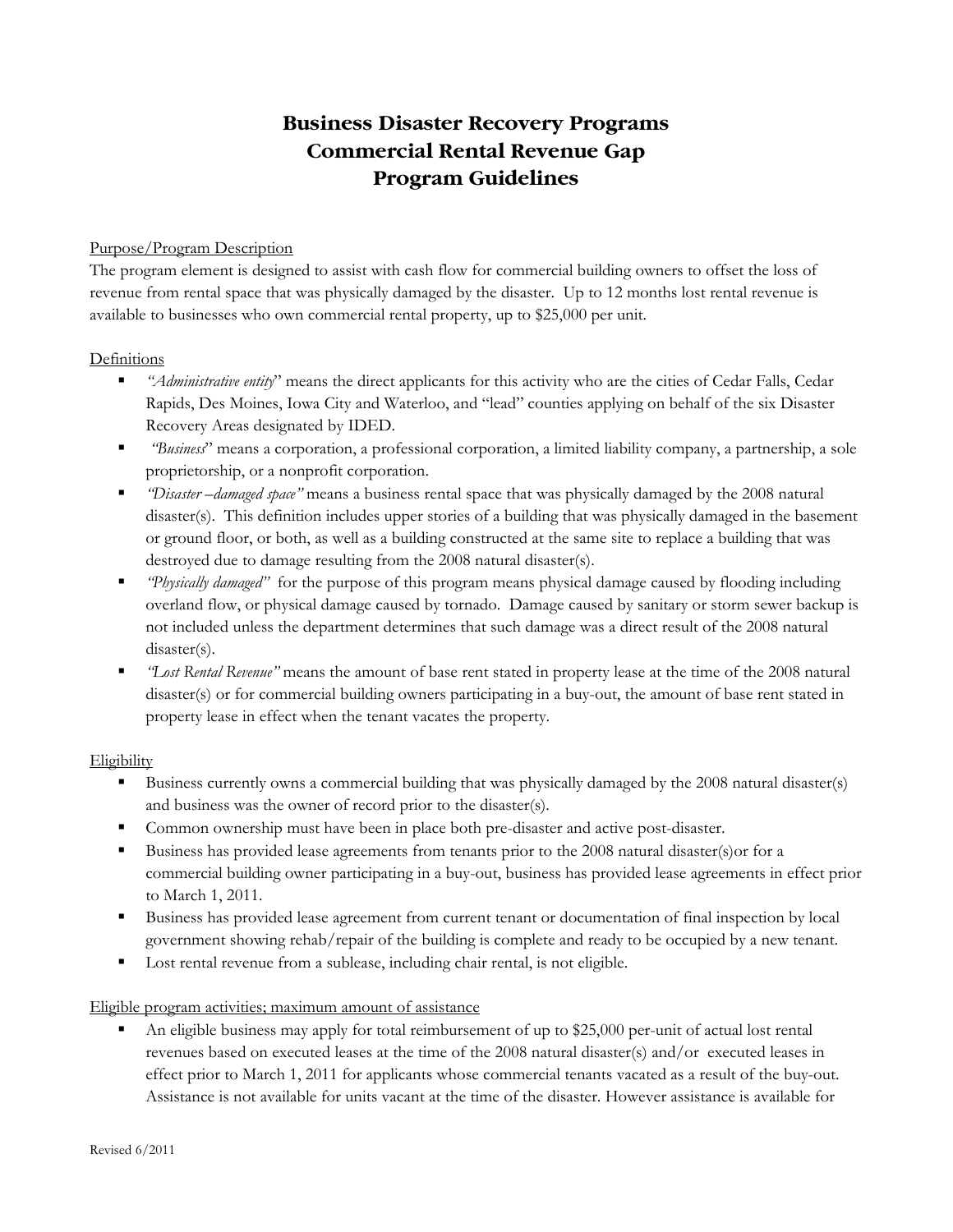# Business Disaster Recovery Programs
# Commercial Rental Revenue Gap
# Program Guidelines

<u>Purpose/Program Description</u>

The program element is designed to assist with cash flow for commercial building owners to offset the loss of revenue from rental space that was physically damaged by the disaster. Up to 12 months lost rental revenue is available to businesses who own commercial rental property, up to $25,000 per unit.

<u>Definitions</u>

- *"Administrative entity*" means the direct applicants for this activity who are the cities of Cedar Falls, Cedar Rapids, Des Moines, Iowa City and Waterloo, and "lead" counties applying on behalf of the six Disaster Recovery Areas designated by IDED.
- *"Business*" means a corporation, a professional corporation, a limited liability company, a partnership, a sole proprietorship, or a nonprofit corporation.
- *"Disaster –damaged space"* means a business rental space that was physically damaged by the 2008 natural disaster(s). This definition includes upper stories of a building that was physically damaged in the basement or ground floor, or both, as well as a building constructed at the same site to replace a building that was destroyed due to damage resulting from the 2008 natural disaster(s).
- *"Physically damaged"* for the purpose of this program means physical damage caused by flooding including overland flow, or physical damage caused by tornado. Damage caused by sanitary or storm sewer backup is not included unless the department determines that such damage was a direct result of the 2008 natural disaster(s).
- *"Lost Rental Revenue"* means the amount of base rent stated in property lease at the time of the 2008 natural disaster(s) or for commercial building owners participating in a buy-out, the amount of base rent stated in property lease in effect when the tenant vacates the property.

<u>Eligibility</u>

- Business currently owns a commercial building that was physically damaged by the 2008 natural disaster(s) and business was the owner of record prior to the disaster(s).
- Common ownership must have been in place both pre-disaster and active post-disaster.
- Business has provided lease agreements from tenants prior to the 2008 natural disaster(s)or for a commercial building owner participating in a buy-out, business has provided lease agreements in effect prior to March 1, 2011.
- Business has provided lease agreement from current tenant or documentation of final inspection by local government showing rehab/repair of the building is complete and ready to be occupied by a new tenant.
- Lost rental revenue from a sublease, including chair rental, is not eligible.

<u>Eligible program activities; maximum amount of assistance</u>

- An eligible business may apply for total reimbursement of up to $25,000 per-unit of actual lost rental revenues based on executed leases at the time of the 2008 natural disaster(s) and/or executed leases in effect prior to March 1, 2011 for applicants whose commercial tenants vacated as a result of the buy-out. Assistance is not available for units vacant at the time of the disaster. However assistance is available for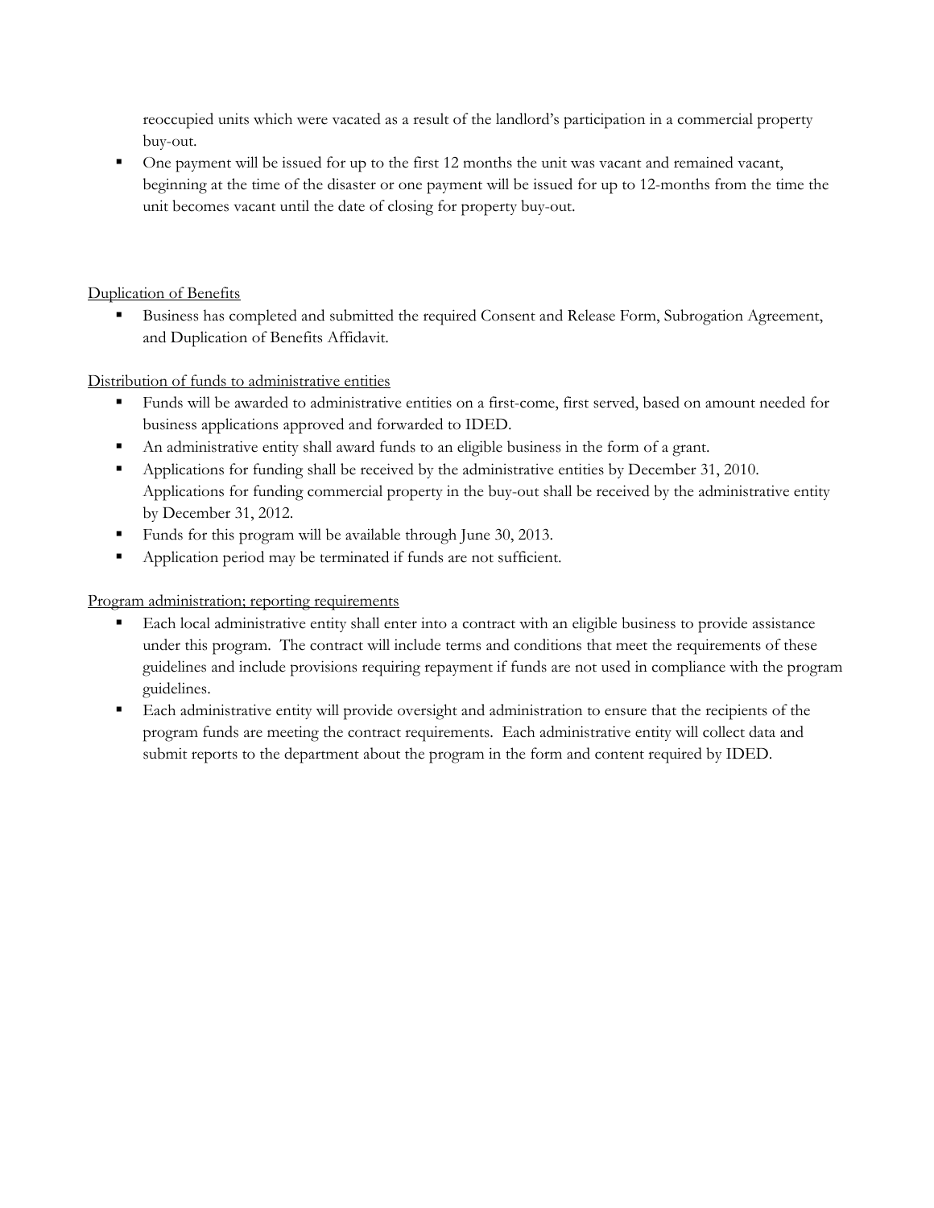reoccupied units which were vacated as a result of the landlord's participation in a commercial property buy-out.

- One payment will be issued for up to the first 12 months the unit was vacant and remained vacant, beginning at the time of the disaster or one payment will be issued for up to 12-months from the time the unit becomes vacant until the date of closing for property buy-out.

<u>Duplication of Benefits</u>

- Business has completed and submitted the required Consent and Release Form, Subrogation Agreement, and Duplication of Benefits Affidavit.

<u>Distribution of funds to administrative entities</u>

- Funds will be awarded to administrative entities on a first-come, first served, based on amount needed for business applications approved and forwarded to IDED.
- An administrative entity shall award funds to an eligible business in the form of a grant.
- Applications for funding shall be received by the administrative entities by December 31, 2010. Applications for funding commercial property in the buy-out shall be received by the administrative entity by December 31, 2012.
- Funds for this program will be available through June 30, 2013.
- Application period may be terminated if funds are not sufficient.

<u>Program administration; reporting requirements</u>

- Each local administrative entity shall enter into a contract with an eligible business to provide assistance under this program. The contract will include terms and conditions that meet the requirements of these guidelines and include provisions requiring repayment if funds are not used in compliance with the program guidelines.
- Each administrative entity will provide oversight and administration to ensure that the recipients of the program funds are meeting the contract requirements. Each administrative entity will collect data and submit reports to the department about the program in the form and content required by IDED.